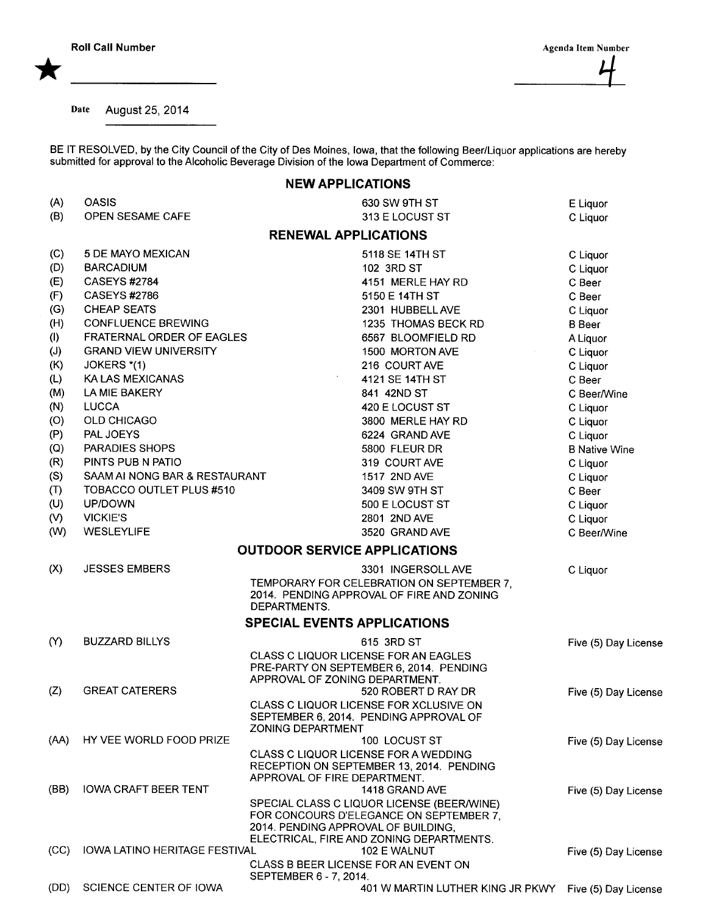**Roll Call Number** ★ ____________________

**Agenda Item Number** 4

**Date** August 25, 2014

BE IT RESOLVED, by the City Council of the City of Des Moines, Iowa, that the following Beer/Liquor applications are hereby submitted for approval to the Alcoholic Beverage Division of the Iowa Department of Commerce:

## NEW APPLICATIONS

| | | | |
|---|---|---|---|
| (A) | OASIS | 630 SW 9TH ST | E Liquor |
| (B) | OPEN SESAME CAFE | 313 E LOCUST ST | C Liquor |

## RENEWAL APPLICATIONS

| | | | |
|---|---|---|---|
| (C) | 5 DE MAYO MEXICAN | 5118 SE 14TH ST | C Liquor |
| (D) | BARCADIUM | 102 3RD ST | C Liquor |
| (E) | CASEYS #2784 | 4151 MERLE HAY RD | C Beer |
| (F) | CASEYS #2786 | 5150 E 14TH ST | C Beer |
| (G) | CHEAP SEATS | 2301 HUBBELL AVE | C Liquor |
| (H) | CONFLUENCE BREWING | 1235 THOMAS BECK RD | B Beer |
| (I) | FRATERNAL ORDER OF EAGLES | 6567 BLOOMFIELD RD | A Liquor |
| (J) | GRAND VIEW UNIVERSITY | 1500 MORTON AVE | C Liquor |
| (K) | JOKERS *(1) | 216 COURT AVE | C Liquor |
| (L) | KA LAS MEXICANAS | 4121 SE 14TH ST | C Beer |
| (M) | LA MIE BAKERY | 841 42ND ST | C Beer/Wine |
| (N) | LUCCA | 420 E LOCUST ST | C Liquor |
| (O) | OLD CHICAGO | 3800 MERLE HAY RD | C Liquor |
| (P) | PAL JOEYS | 6224 GRAND AVE | C Liquor |
| (Q) | PARADIES SHOPS | 5800 FLEUR DR | B Native Wine |
| (R) | PINTS PUB N PATIO | 319 COURT AVE | C Liquor |
| (S) | SAAM AI NONG BAR & RESTAURANT | 1517 2ND AVE | C Liquor |
| (T) | TOBACCO OUTLET PLUS #510 | 3409 SW 9TH ST | C Beer |
| (U) | UP/DOWN | 500 E LOCUST ST | C Liquor |
| (V) | VICKIE'S | 2801 2ND AVE | C Liquor |
| (W) | WESLEYLIFE | 3520 GRAND AVE | C Beer/Wine |

## OUTDOOR SERVICE APPLICATIONS

| | | | |
|---|---|---|---|
| (X) | JESSES EMBERS | 3301 INGERSOLL AVE<br>TEMPORARY FOR CELEBRATION ON SEPTEMBER 7, 2014. PENDING APPROVAL OF FIRE AND ZONING DEPARTMENTS. | C Liquor |

## SPECIAL EVENTS APPLICATIONS

| | | | |
|---|---|---|---|
| (Y) | BUZZARD BILLYS | 615 3RD ST<br>CLASS C LIQUOR LICENSE FOR AN EAGLES PRE-PARTY ON SEPTEMBER 6, 2014. PENDING APPROVAL OF ZONING DEPARTMENT. | Five (5) Day License |
| (Z) | GREAT CATERERS | 520 ROBERT D RAY DR<br>CLASS C LIQUOR LICENSE FOR XCLUSIVE ON SEPTEMBER 6, 2014. PENDING APPROVAL OF ZONING DEPARTMENT | Five (5) Day License |
| (AA) | HY VEE WORLD FOOD PRIZE | 100 LOCUST ST<br>CLASS C LIQUOR LICENSE FOR A WEDDING RECEPTION ON SEPTEMBER 13, 2014. PENDING APPROVAL OF FIRE DEPARTMENT. | Five (5) Day License |
| (BB) | IOWA CRAFT BEER TENT | 1418 GRAND AVE<br>SPECIAL CLASS C LIQUOR LICENSE (BEER/WINE) FOR CONCOURS D'ELEGANCE ON SEPTEMBER 7, 2014. PENDING APPROVAL OF BUILDING, ELECTRICAL, FIRE AND ZONING DEPARTMENTS. | Five (5) Day License |
| (CC) | IOWA LATINO HERITAGE FESTIVAL | 102 E WALNUT<br>CLASS B BEER LICENSE FOR AN EVENT ON SEPTEMBER 6 - 7, 2014. | Five (5) Day License |
| (DD) | SCIENCE CENTER OF IOWA | 401 W MARTIN LUTHER KING JR PKWY | Five (5) Day License |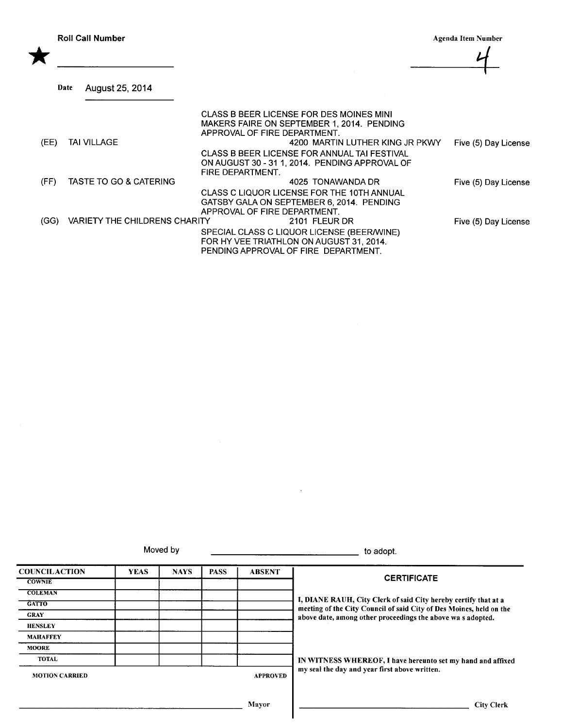**Roll Call Number** ★ ____________

**Agenda Item Number** 4

**Date** August 25, 2014

CLASS B BEER LICENSE FOR DES MOINES MINI MAKERS FAIRE ON SEPTEMBER 1, 2014. PENDING APPROVAL OF FIRE DEPARTMENT.

(EE) TAI VILLAGE — 4200 MARTIN LUTHER KING JR PKWY — Five (5) Day License

CLASS B BEER LICENSE FOR ANNUAL TAI FESTIVAL ON AUGUST 30 - 31 1, 2014. PENDING APPROVAL OF FIRE DEPARTMENT.

(FF) TASTE TO GO & CATERING — 4025 TONAWANDA DR — Five (5) Day License

CLASS C LIQUOR LICENSE FOR THE 10TH ANNUAL GATSBY GALA ON SEPTEMBER 6, 2014. PENDING APPROVAL OF FIRE DEPARTMENT.

(GG) VARIETY THE CHILDRENS CHARITY — 2101 FLEUR DR — Five (5) Day License

SPECIAL CLASS C LIQUOR LICENSE (BEER/WINE) FOR HY VEE TRIATHLON ON AUGUST 31, 2014. PENDING APPROVAL OF FIRE DEPARTMENT.

Moved by ______________________________ to adopt.

| COUNCIL ACTION | YEAS | NAYS | PASS | ABSENT |
|---|---|---|---|---|
| COWNIE | | | | |
| COLEMAN | | | | |
| GATTO | | | | |
| GRAY | | | | |
| HENSLEY | | | | |
| MAHAFFEY | | | | |
| MOORE | | | | |
| TOTAL | | | | |

MOTION CARRIED — APPROVED

______________________________ Mayor

**CERTIFICATE**

I, DIANE RAUH, City Clerk of said City hereby certify that at a meeting of the City Council of said City of Des Moines, held on the above date, among other proceedings the above wa s adopted.

IN WITNESS WHEREOF, I have hereunto set my hand and affixed my seal the day and year first above written.

______________________________ City Clerk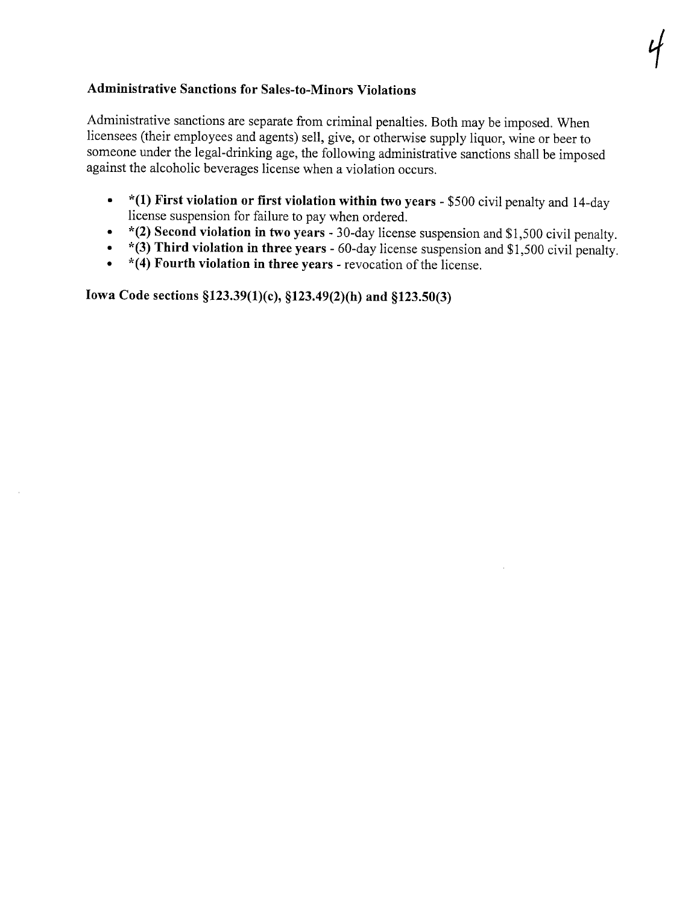**Administrative Sanctions for Sales-to-Minors Violations**

Administrative sanctions are separate from criminal penalties. Both may be imposed. When licensees (their employees and agents) sell, give, or otherwise supply liquor, wine or beer to someone under the legal-drinking age, the following administrative sanctions shall be imposed against the alcoholic beverages license when a violation occurs.

- ***(1) First violation or first violation within two years** - $500 civil penalty and 14-day license suspension for failure to pay when ordered.
- ***(2) Second violation in two years** - 30-day license suspension and $1,500 civil penalty.
- ***(3) Third violation in three years** - 60-day license suspension and $1,500 civil penalty.
- ***(4) Fourth violation in three years** - revocation of the license.

**Iowa Code sections §123.39(1)(c), §123.49(2)(h) and §123.50(3)**